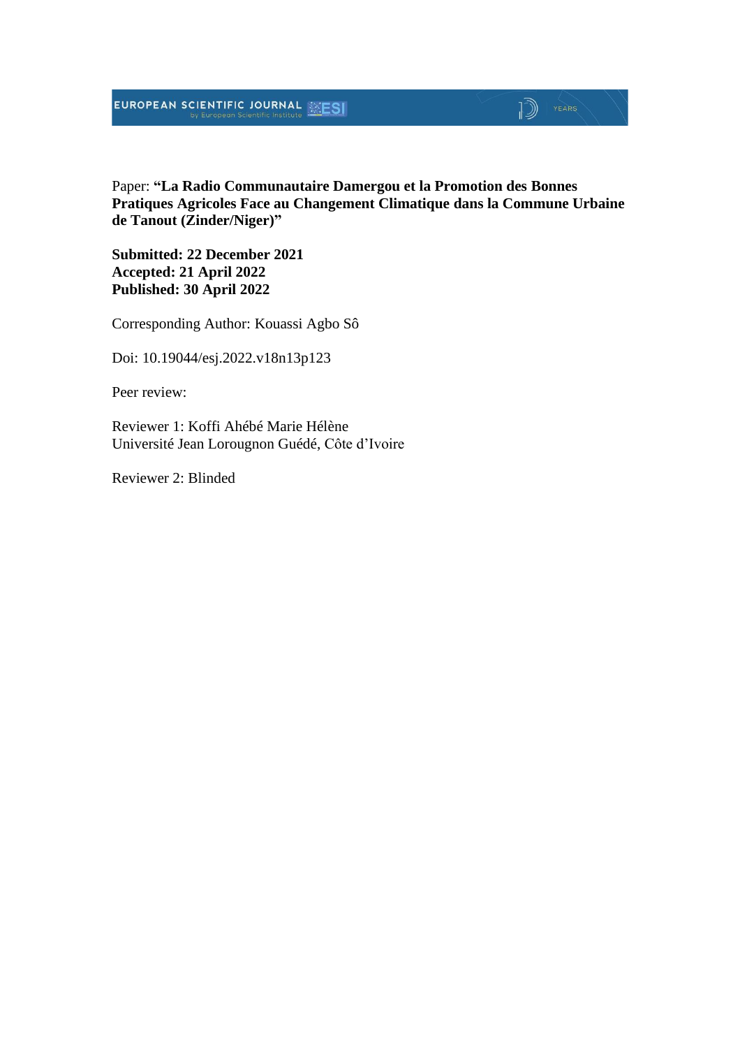Paper: **“La Radio Communautaire Damergou et la Promotion des Bonnes Pratiques Agricoles Face au Changement Climatique dans la Commune Urbaine de Tanout (Zinder/Niger)”**

**Submitted: 22 December 2021**
**Accepted: 21 April 2022**
**Published: 30 April 2022**

Corresponding Author: Kouassi Agbo Sô

Doi: 10.19044/esj.2022.v18n13p123

Peer review:

Reviewer 1: Koffi Ahébé Marie Hélène
Université Jean Lorougnon Guédé, Côte d’Ivoire

Reviewer 2: Blinded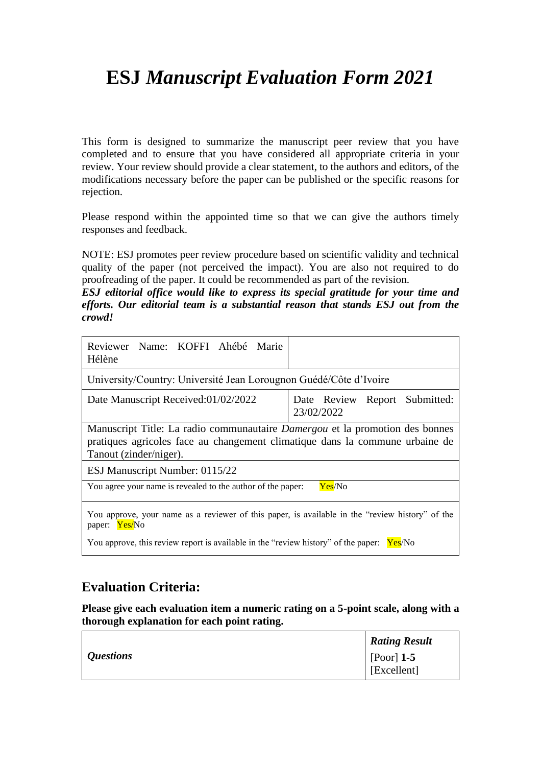# ESJ *Manuscript Evaluation Form 2021*

This form is designed to summarize the manuscript peer review that you have completed and to ensure that you have considered all appropriate criteria in your review. Your review should provide a clear statement, to the authors and editors, of the modifications necessary before the paper can be published or the specific reasons for rejection.

Please respond within the appointed time so that we can give the authors timely responses and feedback.

NOTE: ESJ promotes peer review procedure based on scientific validity and technical quality of the paper (not perceived the impact). You are also not required to do proofreading of the paper. It could be recommended as part of the revision.

***ESJ editorial office would like to express its special gratitude for your time and efforts. Our editorial team is a substantial reason that stands ESJ out from the crowd!***

| Reviewer Name: KOFFI Ahébé Marie Hélène | |
|---|---|
| University/Country: Université Jean Lorougnon Guédé/Côte d'Ivoire | |
| Date Manuscript Received:01/02/2022 | Date Review Report Submitted: 23/02/2022 |
| Manuscript Title: La radio communautaire *Damergou* et la promotion des bonnes pratiques agricoles face au changement climatique dans la commune urbaine de Tanout (zinder/niger). | |
| ESJ Manuscript Number: 0115/22 | |
| You agree your name is revealed to the author of the paper: Yes/No | |
| You approve, your name as a reviewer of this paper, is available in the "review history" of the paper: Yes/No<br>You approve, this review report is available in the "review history" of the paper: Yes/No | |

## Evaluation Criteria:

**Please give each evaluation item a numeric rating on a 5-point scale, along with a thorough explanation for each point rating.**

| *Questions* | ***Rating Result***<br>[Poor] **1-5** [Excellent] |
|---|---|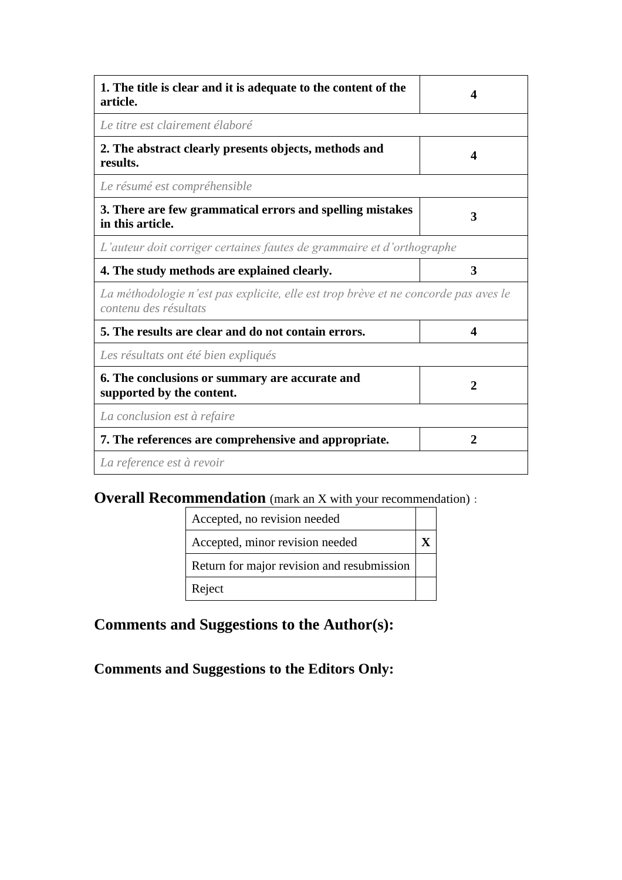| | |
|---|---|
| **1. The title is clear and it is adequate to the content of the article.** | **4** |
| *Le titre est clairement élaboré* | |
| **2. The abstract clearly presents objects, methods and results.** | **4** |
| *Le résumé est compréhensible* | |
| **3. There are few grammatical errors and spelling mistakes in this article.** | **3** |
| *L'auteur doit corriger certaines fautes de grammaire et d'orthographe* | |
| **4. The study methods are explained clearly.** | **3** |
| *La méthodologie n'est pas explicite, elle est trop brève et ne concorde pas aves le contenu des résultats* | |
| **5. The results are clear and do not contain errors.** | **4** |
| *Les résultats ont été bien expliqués* | |
| **6. The conclusions or summary are accurate and supported by the content.** | **2** |
| *La conclusion est à refaire* | |
| **7. The references are comprehensive and appropriate.** | **2** |
| *La reference est à revoir* | |

**Overall Recommendation** (mark an X with your recommendation) :

| | |
|---|---|
| Accepted, no revision needed | |
| Accepted, minor revision needed | **X** |
| Return for major revision and resubmission | |
| Reject | |

## Comments and Suggestions to the Author(s):

### Comments and Suggestions to the Editors Only: